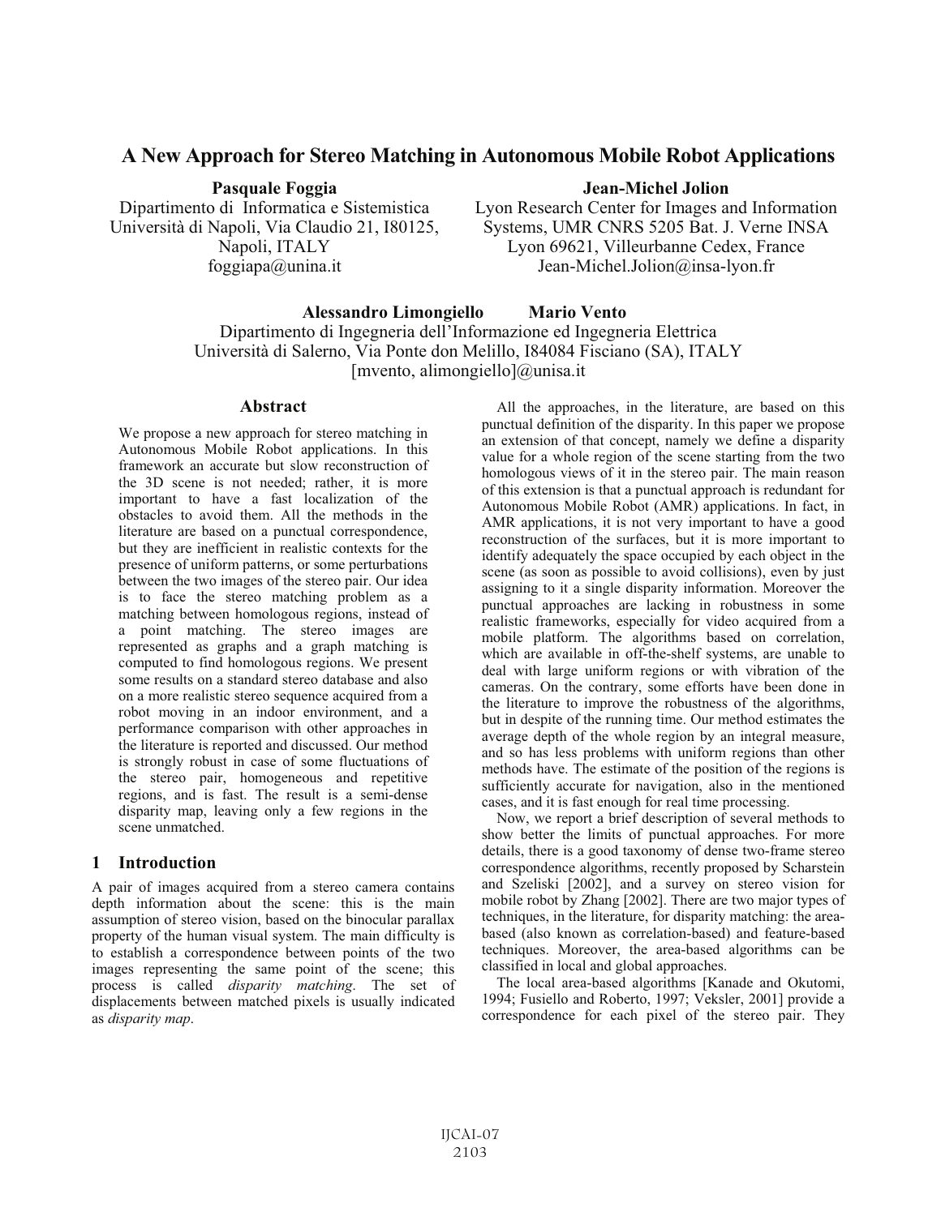# A New Approach for Stereo Matching in Autonomous Mobile Robot Applications

**Pasquale Foggia**
Dipartimento di Informatica e Sistemistica
Università di Napoli, Via Claudio 21, I80125, Napoli, ITALY
foggiapa@unina.it

**Jean-Michel Jolion**
Lyon Research Center for Images and Information Systems, UMR CNRS 5205 Bat. J. Verne INSA Lyon 69621, Villeurbanne Cedex, France
Jean-Michel.Jolion@insa-lyon.fr

**Alessandro Limongiello Mario Vento**
Dipartimento di Ingegneria dell'Informazione ed Ingegneria Elettrica
Università di Salerno, Via Ponte don Melillo, I84084 Fisciano (SA), ITALY
[mvento, alimongiello]@unisa.it

## Abstract

We propose a new approach for stereo matching in Autonomous Mobile Robot applications. In this framework an accurate but slow reconstruction of the 3D scene is not needed; rather, it is more important to have a fast localization of the obstacles to avoid them. All the methods in the literature are based on a punctual correspondence, but they are inefficient in realistic contexts for the presence of uniform patterns, or some perturbations between the two images of the stereo pair. Our idea is to face the stereo matching problem as a matching between homologous regions, instead of a point matching. The stereo images are represented as graphs and a graph matching is computed to find homologous regions. We present some results on a standard stereo database and also on a more realistic stereo sequence acquired from a robot moving in an indoor environment, and a performance comparison with other approaches in the literature is reported and discussed. Our method is strongly robust in case of some fluctuations of the stereo pair, homogeneous and repetitive regions, and is fast. The result is a semi-dense disparity map, leaving only a few regions in the scene unmatched.

## 1 Introduction

A pair of images acquired from a stereo camera contains depth information about the scene: this is the main assumption of stereo vision, based on the binocular parallax property of the human visual system. The main difficulty is to establish a correspondence between points of the two images representing the same point of the scene; this process is called *disparity matching*. The set of displacements between matched pixels is usually indicated as *disparity map*.

All the approaches, in the literature, are based on this punctual definition of the disparity. In this paper we propose an extension of that concept, namely we define a disparity value for a whole region of the scene starting from the two homologous views of it in the stereo pair. The main reason of this extension is that a punctual approach is redundant for Autonomous Mobile Robot (AMR) applications. In fact, in AMR applications, it is not very important to have a good reconstruction of the surfaces, but it is more important to identify adequately the space occupied by each object in the scene (as soon as possible to avoid collisions), even by just assigning to it a single disparity information. Moreover the punctual approaches are lacking in robustness in some realistic frameworks, especially for video acquired from a mobile platform. The algorithms based on correlation, which are available in off-the-shelf systems, are unable to deal with large uniform regions or with vibration of the cameras. On the contrary, some efforts have been done in the literature to improve the robustness of the algorithms, but in despite of the running time. Our method estimates the average depth of the whole region by an integral measure, and so has less problems with uniform regions than other methods have. The estimate of the position of the regions is sufficiently accurate for navigation, also in the mentioned cases, and it is fast enough for real time processing.

Now, we report a brief description of several methods to show better the limits of punctual approaches. For more details, there is a good taxonomy of dense two-frame stereo correspondence algorithms, recently proposed by Scharstein and Szeliski [2002], and a survey on stereo vision for mobile robot by Zhang [2002]. There are two major types of techniques, in the literature, for disparity matching: the area-based (also known as correlation-based) and feature-based techniques. Moreover, the area-based algorithms can be classified in local and global approaches.

The local area-based algorithms [Kanade and Okutomi, 1994; Fusiello and Roberto, 1997; Veksler, 2001] provide a correspondence for each pixel of the stereo pair. They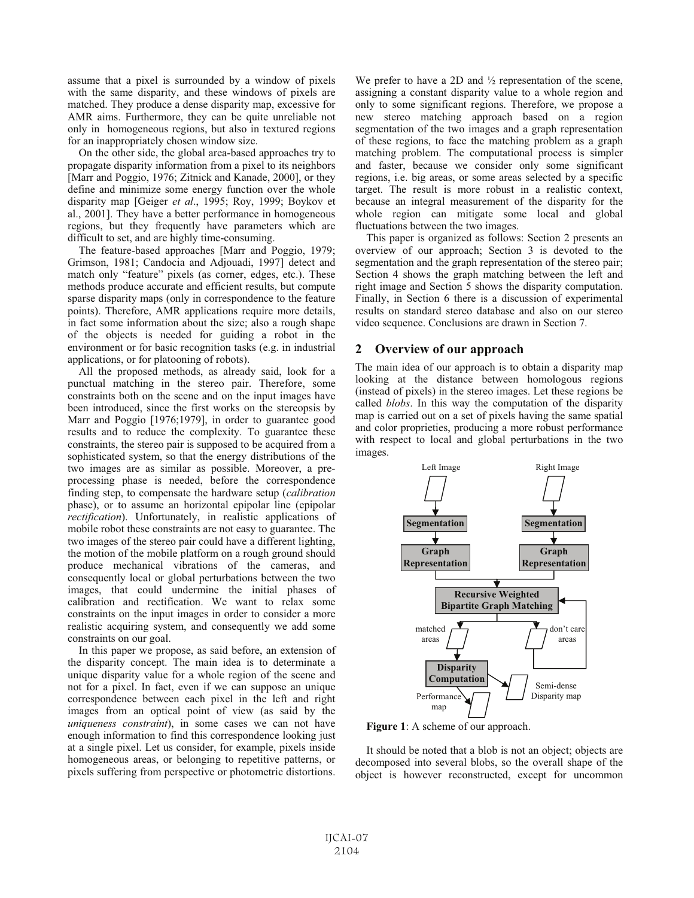assume that a pixel is surrounded by a window of pixels with the same disparity, and these windows of pixels are matched. They produce a dense disparity map, excessive for AMR aims. Furthermore, they can be quite unreliable not only in homogeneous regions, but also in textured regions for an inappropriately chosen window size.

On the other side, the global area-based approaches try to propagate disparity information from a pixel to its neighbors [Marr and Poggio, 1976; Zitnick and Kanade, 2000], or they define and minimize some energy function over the whole disparity map [Geiger *et al*., 1995; Roy, 1999; Boykov et al., 2001]. They have a better performance in homogeneous regions, but they frequently have parameters which are difficult to set, and are highly time-consuming.

The feature-based approaches [Marr and Poggio, 1979; Grimson, 1981; Candocia and Adjouadi, 1997] detect and match only "feature" pixels (as corner, edges, etc.). These methods produce accurate and efficient results, but compute sparse disparity maps (only in correspondence to the feature points). Therefore, AMR applications require more details, in fact some information about the size; also a rough shape of the objects is needed for guiding a robot in the environment or for basic recognition tasks (e.g. in industrial applications, or for platooning of robots).

All the proposed methods, as already said, look for a punctual matching in the stereo pair. Therefore, some constraints both on the scene and on the input images have been introduced, since the first works on the stereopsis by Marr and Poggio [1976;1979], in order to guarantee good results and to reduce the complexity. To guarantee these constraints, the stereo pair is supposed to be acquired from a sophisticated system, so that the energy distributions of the two images are as similar as possible. Moreover, a pre-processing phase is needed, before the correspondence finding step, to compensate the hardware setup (*calibration* phase), or to assume an horizontal epipolar line (epipolar *rectification*). Unfortunately, in realistic applications of mobile robot these constraints are not easy to guarantee. The two images of the stereo pair could have a different lighting, the motion of the mobile platform on a rough ground should produce mechanical vibrations of the cameras, and consequently local or global perturbations between the two images, that could undermine the initial phases of calibration and rectification. We want to relax some constraints on the input images in order to consider a more realistic acquiring system, and consequently we add some constraints on our goal.

In this paper we propose, as said before, an extension of the disparity concept. The main idea is to determinate a unique disparity value for a whole region of the scene and not for a pixel. In fact, even if we can suppose an unique correspondence between each pixel in the left and right images from an optical point of view (as said by the *uniqueness constraint*), in some cases we can not have enough information to find this correspondence looking just at a single pixel. Let us consider, for example, pixels inside homogeneous areas, or belonging to repetitive patterns, or pixels suffering from perspective or photometric distortions. We prefer to have a 2D and ½ representation of the scene, assigning a constant disparity value to a whole region and only to some significant regions. Therefore, we propose a new stereo matching approach based on a region segmentation of the two images and a graph representation of these regions, to face the matching problem as a graph matching problem. The computational process is simpler and faster, because we consider only some significant regions, i.e. big areas, or some areas selected by a specific target. The result is more robust in a realistic context, because an integral measurement of the disparity for the whole region can mitigate some local and global fluctuations between the two images.

This paper is organized as follows: Section 2 presents an overview of our approach; Section 3 is devoted to the segmentation and the graph representation of the stereo pair; Section 4 shows the graph matching between the left and right image and Section 5 shows the disparity computation. Finally, in Section 6 there is a discussion of experimental results on standard stereo database and also on our stereo video sequence. Conclusions are drawn in Section 7.

## 2 Overview of our approach

The main idea of our approach is to obtain a disparity map looking at the distance between homologous regions (instead of pixels) in the stereo images. Let these regions be called *blobs*. In this way the computation of the disparity map is carried out on a set of pixels having the same spatial and color proprieties, producing a more robust performance with respect to local and global perturbations in the two images.

Left Image
Right Image
Segmentation
Segmentation
Graph Representation
Graph Representation
Recursive Weighted Bipartite Graph Matching
matched areas
don't care areas
Disparity Computation
Performance map
Semi-dense Disparity map

**Figure 1**: A scheme of our approach.

It should be noted that a blob is not an object; objects are decomposed into several blobs, so the overall shape of the object is however reconstructed, except for uncommon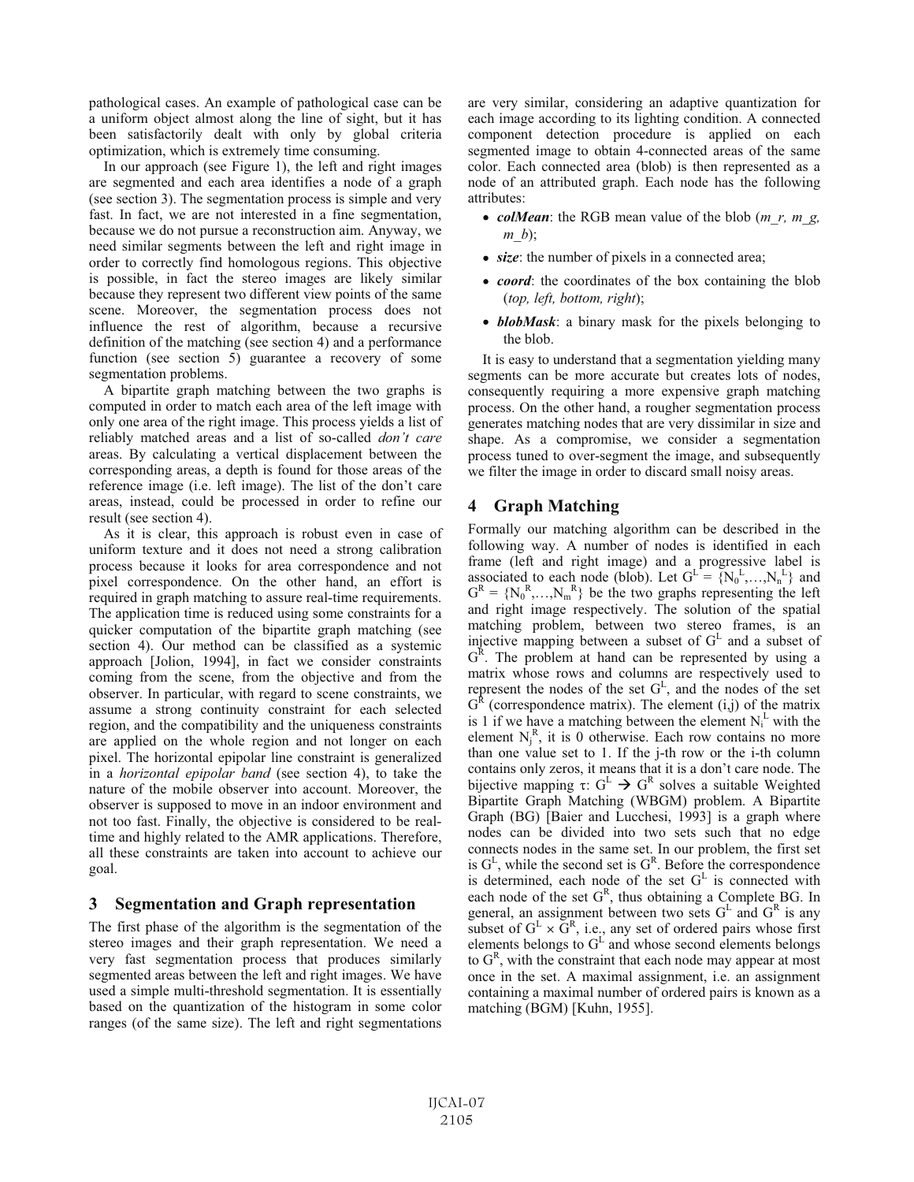pathological cases. An example of pathological case can be a uniform object almost along the line of sight, but it has been satisfactorily dealt with only by global criteria optimization, which is extremely time consuming.

In our approach (see Figure 1), the left and right images are segmented and each area identifies a node of a graph (see section 3). The segmentation process is simple and very fast. In fact, we are not interested in a fine segmentation, because we do not pursue a reconstruction aim. Anyway, we need similar segments between the left and right images in order to correctly find homologous regions. This objective is possible, in fact the stereo images are likely similar because they represent two different view points of the same scene. Moreover, the segmentation process does not influence the rest of algorithm, because a recursive definition of the matching (see section 4) and a performance function (see section 5) guarantee a recovery of some segmentation problems.

A bipartite graph matching between the two graphs is computed in order to match each area of the left image with only one area of the right image. This process yields a list of reliably matched areas and a list of so-called *don't care* areas. By calculating a vertical displacement between the corresponding areas, a depth is found for those areas of the reference image (i.e. left image). The list of the don't care areas, instead, could be processed in order to refine our result (see section 4).

As it is clear, this approach is robust even in case of uniform texture and it does not need a strong calibration process because it looks for area correspondence and not pixel correspondence. On the other hand, an effort is required in graph matching to assure real-time requirements. The application time is reduced using some constraints for a quicker computation of the bipartite graph matching (see section 4). Our method can be classified as a systemic approach [Jolion, 1994], in fact we consider constraints coming from the scene, from the objective and from the observer. In particular, with regard to scene constraints, we assume a strong continuity constraint for each selected region, and the compatibility and the uniqueness constraints are applied on the whole region and not longer on each pixel. The horizontal epipolar line constraint is generalized in a *horizontal epipolar band* (see section 4), to take the nature of the mobile observer into account. Moreover, the observer is supposed to move in an indoor environment and not too fast. Finally, the objective is considered to be real-time and highly related to the AMR applications. Therefore, all these constraints are taken into account to achieve our goal.

## 3 Segmentation and Graph representation

The first phase of the algorithm is the segmentation of the stereo images and their graph representation. We need a very fast segmentation process that produces similarly segmented areas between the left and right images. We have used a simple multi-threshold segmentation. It is essentially based on the quantization of the histogram in some color ranges (of the same size). The left and right segmentations are very similar, considering an adaptive quantization for each image according to its lighting condition. A connected component detection procedure is applied on each segmented image to obtain 4-connected areas of the same color. Each connected area (blob) is then represented as a node of an attributed graph. Each node has the following attributes:

- ***colMean***: the RGB mean value of the blob (*m_r, m_g, m_b*);
- ***size***: the number of pixels in a connected area;
- ***coord***: the coordinates of the box containing the blob (*top, left, bottom, right*);
- ***blobMask***: a binary mask for the pixels belonging to the blob.

It is easy to understand that a segmentation yielding many segments can be more accurate but creates lots of nodes, consequently requiring a more expensive graph matching process. On the other hand, a rougher segmentation process generates matching nodes that are very dissimilar in size and shape. As a compromise, we consider a segmentation process tuned to over-segment the image, and subsequently we filter the image in order to discard small noisy areas.

## 4 Graph Matching

Formally our matching algorithm can be described in the following way. A number of nodes is identified in each frame (left and right image) and a progressive label is associated to each node (blob). Let $G^L = \{N_0^L,\ldots,N_n^L\}$ and $G^R = \{N_0^R,\ldots,N_m^R\}$ be the two graphs representing the left and right image respectively. The solution of the spatial matching problem, between two stereo frames, is an injective mapping between a subset of $G^L$ and a subset of $G^R$. The problem at hand can be represented by using a matrix whose rows and columns are respectively used to represent the nodes of the set $G^L$, and the nodes of the set $G^R$ (correspondence matrix). The element (i,j) of the matrix is 1 if we have a matching between the element $N_i^L$ with the element $N_j^R$, it is 0 otherwise. Each row contains no more than one value set to 1. If the j-th row or the i-th column contains only zeros, it means that it is a don't care node. The bijective mapping $\tau$: $G^L \rightarrow G^R$ solves a suitable Weighted Bipartite Graph Matching (WBGM) problem. A Bipartite Graph (BG) [Baier and Lucchesi, 1993] is a graph where nodes can be divided into two sets such that no edge connects nodes in the same set. In our problem, the first set is $G^L$, while the second set is $G^R$. Before the correspondence is determined, each node of the set $G^L$ is connected with each node of the set $G^R$, thus obtaining a Complete BG. In general, an assignment between two sets $G^L$ and $G^R$ is any subset of $G^L \times G^R$, i.e., any set of ordered pairs whose first elements belongs to $G^L$ and whose second elements belongs to $G^R$, with the constraint that each node may appear at most once in the set. A maximal assignment, i.e. an assignment containing a maximal number of ordered pairs is known as a matching (BGM) [Kuhn, 1955].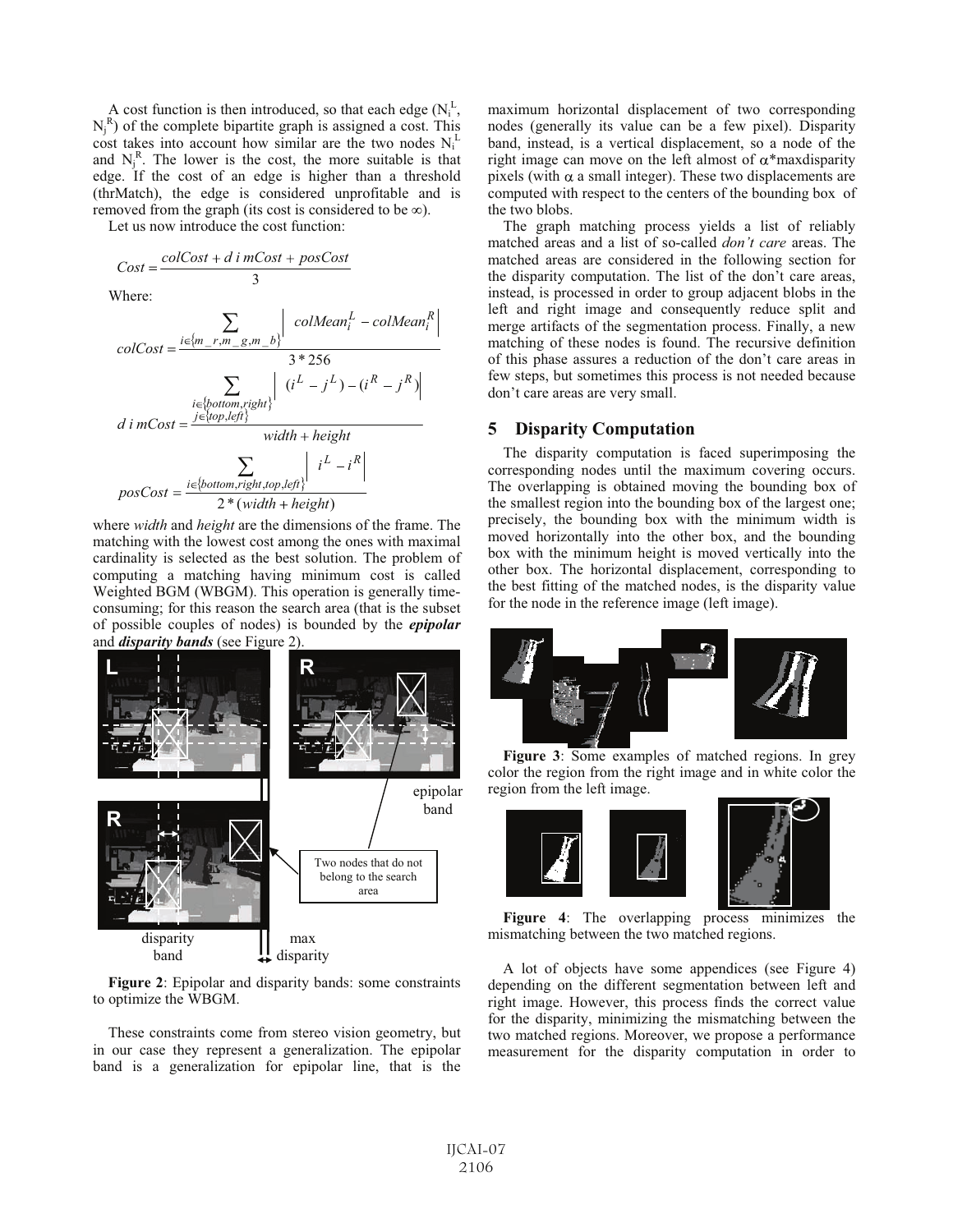A cost function is then introduced, so that each edge ($N_i^L$, $N_j^R$) of the complete bipartite graph is assigned a cost. This cost takes into account how similar are the two nodes $N_i^L$ and $N_j^R$. The lower is the cost, the more suitable is that edge. If the cost of an edge is higher than a threshold (thrMatch), the edge is considered unprofitable and is removed from the graph (its cost is considered to be $\infty$).

Let us now introduce the cost function:

$$Cost = \frac{colCost + dimCost + posCost}{3}$$

Where:

$$colCost = \frac{\sum_{i \in \{m\_r, m\_g, m\_b\}} \left| colMean_i^L - colMean_i^R \right|}{3 * 256}$$

$$dimCost = \frac{\sum_{\substack{i \in \{bottom, right\} \\ j \in \{top, left\}}} \left| (i^L - j^L) - (i^R - j^R) \right|}{width + height}$$

$$posCost = \frac{\sum_{i \in \{bottom, right, top, left\}} \left| i^L - i^R \right|}{2 * (width + height)}$$

where *width* and *height* are the dimensions of the frame. The matching with the lowest cost among the ones with maximal cardinality is selected as the best solution. The problem of computing a matching having minimum cost is called Weighted BGM (WBGM). This operation is generally time-consuming; for this reason the search area (that is the subset of possible couples of nodes) is bounded by the ***epipolar*** and ***disparity bands*** (see Figure 2).

L

R

R

epipolar band

Two nodes that do not belong to the search area

disparity band

max disparity

**Figure 2**: Epipolar and disparity bands: some constraints to optimize the WBGM.

These constraints come from stereo vision geometry, but in our case they represent a generalization. The epipolar band is a generalization for epipolar line, that is the maximum horizontal displacement of two corresponding nodes (generally its value can be a few pixel). Disparity band, instead, is a vertical displacement, so a node of the right image can move on the left almost of $\alpha$*maxdisparity pixels (with $\alpha$ a small integer). These two displacements are computed with respect to the centers of the bounding box of the two blobs.

The graph matching process yields a list of reliably matched areas and a list of so-called *don't care* areas. The matched areas are considered in the following section for the disparity computation. The list of the don't care areas, instead, is processed in order to group adjacent blobs in the left and right image and consequently reduce split and merge artifacts of the segmentation process. Finally, a new matching of these nodes is found. The recursive definition of this phase assures a reduction of the don't care areas in few steps, but sometimes this process is not needed because don't care areas are very small.

## 5 Disparity Computation

The disparity computation is faced superimposing the corresponding nodes until the maximum covering occurs. The overlapping is obtained moving the bounding box of the smallest region into the bounding box of the largest one; precisely, the bounding box with the minimum width is moved horizontally into the other box, and the bounding box with the minimum height is moved vertically into the other box. The horizontal displacement, corresponding to the best fitting of the matched nodes, is the disparity value for the node in the reference image (left image).

**Figure 3**: Some examples of matched regions. In grey color the region from the right image and in white color the region from the left image.

**Figure 4**: The overlapping process minimizes the mismatching between the two matched regions.

A lot of objects have some appendices (see Figure 4) depending on the different segmentation between left and right image. However, this process finds the correct value for the disparity, minimizing the mismatching between the two matched regions. Moreover, we propose a performance measurement for the disparity computation in order to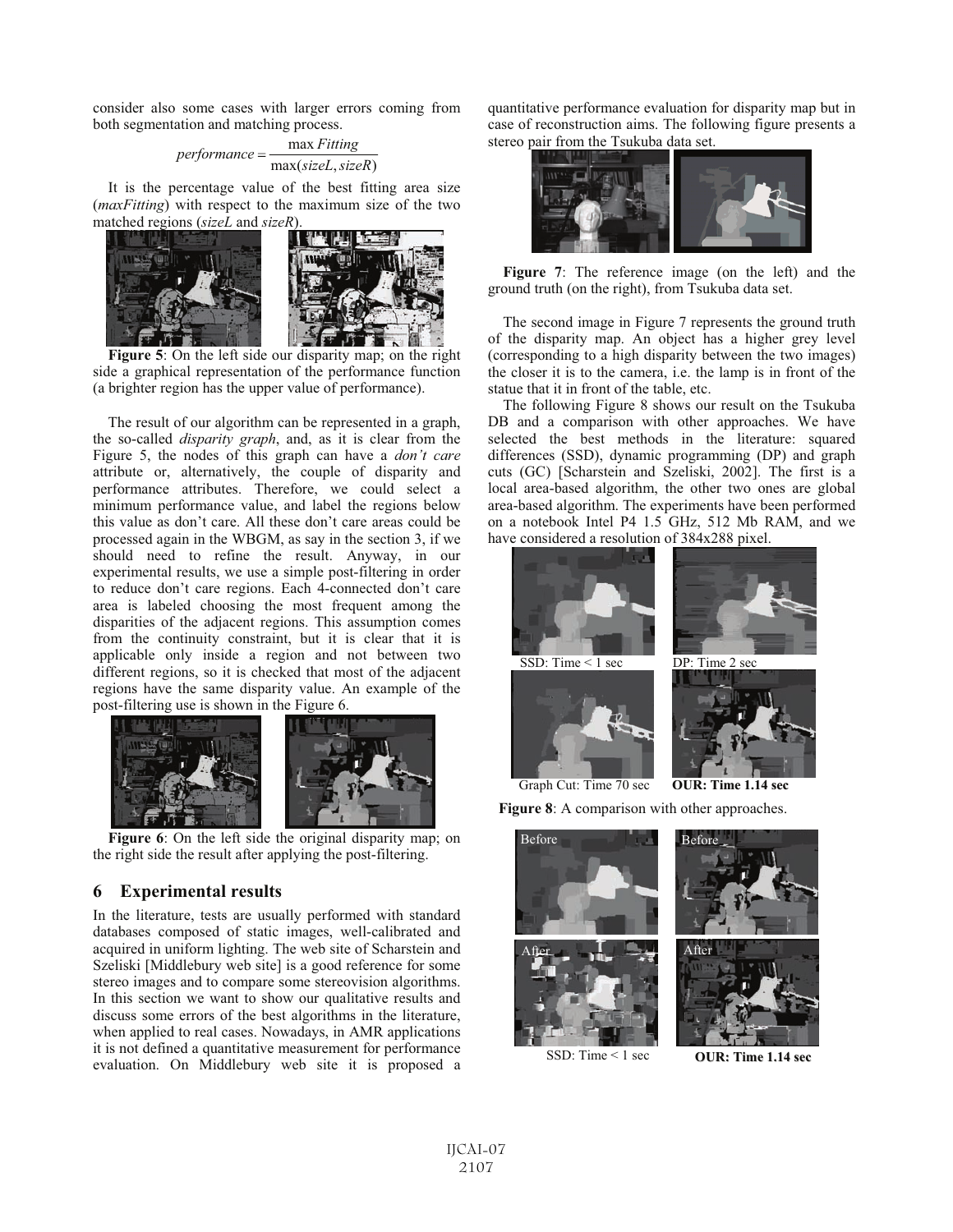consider also some cases with larger errors coming from both segmentation and matching process.

$$performance = \frac{\max Fitting}{\max(sizeL, sizeR)}$$

It is the percentage value of the best fitting area size (*maxFitting*) with respect to the maximum size of the two matched regions (*sizeL* and *sizeR*).

**Figure 5**: On the left side our disparity map; on the right side a graphical representation of the performance function (a brighter region has the upper value of performance).

The result of our algorithm can be represented in a graph, the so-called *disparity graph*, and, as it is clear from the Figure 5, the nodes of this graph can have a *don't care* attribute or, alternatively, the couple of disparity and performance attributes. Therefore, we could select a minimum performance value, and label the regions below this value as don't care. All these don't care areas could be processed again in the WBGM, as say in the section 3, if we should need to refine the result. Anyway, in our experimental results, we use a simple post-filtering in order to reduce don't care regions. Each 4-connected don't care area is labeled choosing the most frequent among the disparities of the adjacent regions. This assumption comes from the continuity constraint, but it is clear that it is applicable only inside a region and not between two different regions, so it is checked that most of the adjacent regions have the same disparity value. An example of the post-filtering use is shown in the Figure 6.

**Figure 6**: On the left side the original disparity map; on the right side the result after applying the post-filtering.

## 6 Experimental results

In the literature, tests are usually performed with standard databases composed of static images, well-calibrated and acquired in uniform lighting. The web site of Scharstein and Szeliski [Middlebury web site] is a good reference for some stereo images and to compare some stereovision algorithms. In this section we want to show our qualitative results and discuss some errors of the best algorithms in the literature, when applied to real cases. Nowadays, in AMR applications it is not defined a quantitative measurement for performance evaluation. On Middlebury web site it is proposed a quantitative performance evaluation for disparity map but in case of reconstruction aims. The following figure presents a stereo pair from the Tsukuba data set.

**Figure 7**: The reference image (on the left) and the ground truth (on the right), from Tsukuba data set.

The second image in Figure 7 represents the ground truth of the disparity map. An object has a higher grey level (corresponding to a high disparity between the two images) the closer it is to the camera, i.e. the lamp is in front of the statue that it in front of the table, etc.

The following Figure 8 shows our result on the Tsukuba DB and a comparison with other approaches. We have selected the best methods in the literature: squared differences (SSD), dynamic programming (DP) and graph cuts (GC) [Scharstein and Szeliski, 2002]. The first is a local area-based algorithm, the other two ones are global area-based algorithm. The experiments have been performed on a notebook Intel P4 1.5 GHz, 512 Mb RAM, and we have considered a resolution of 384x288 pixel.

SSD: Time < 1 sec

DP: Time 2 sec

Graph Cut: Time 70 sec

**OUR: Time 1.14 sec**

**Figure 8**: A comparison with other approaches.

Before

Before

After

After

SSD: Time < 1 sec

**OUR: Time 1.14 sec**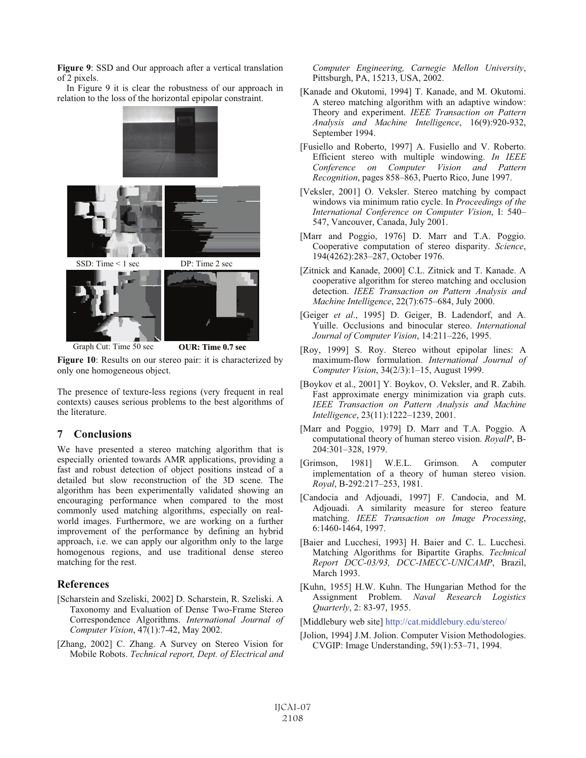**Figure 9**: SSD and Our approach after a vertical translation of 2 pixels.

In Figure 9 it is clear the robustness of our approach in relation to the loss of the horizontal epipolar constraint.

SSD: Time < 1 sec

DP: Time 2 sec

Graph Cut: Time 50 sec

**OUR: Time 0.7 sec**

**Figure 10**: Results on our stereo pair: it is characterized by only one homogeneous object.

The presence of texture-less regions (very frequent in real contexts) causes serious problems to the best algorithms of the literature.

## 7 Conclusions

We have presented a stereo matching algorithm that is especially oriented towards AMR applications, providing a fast and robust detection of object positions instead of a detailed but slow reconstruction of the 3D scene. The algorithm has been experimentally validated showing an encouraging performance when compared to the most commonly used matching algorithms, especially on real-world images. Furthermore, we are working on a further improvement of the performance by defining an hybrid approach, i.e. we can apply our algorithm only to the large homogenous regions, and use traditional dense stereo matching for the rest.

## References

[Scharstein and Szeliski, 2002] D. Scharstein, R. Szeliski. A Taxonomy and Evaluation of Dense Two-Frame Stereo Correspondence Algorithms. *International Journal of Computer Vision*, 47(1):7-42, May 2002.

[Zhang, 2002] C. Zhang. A Survey on Stereo Vision for Mobile Robots. *Technical report, Dept. of Electrical and Computer Engineering, Carnegie Mellon University*, Pittsburgh, PA, 15213, USA, 2002.

[Kanade and Okutomi, 1994] T. Kanade, and M. Okutomi. A stereo matching algorithm with an adaptive window: Theory and experiment. *IEEE Transaction on Pattern Analysis and Machine Intelligence*, 16(9):920-932, September 1994.

[Fusiello and Roberto, 1997] A. Fusiello and V. Roberto. Efficient stereo with multiple windowing. *In IEEE Conference on Computer Vision and Pattern Recognition*, pages 858–863, Puerto Rico, June 1997.

[Veksler, 2001] O. Veksler. Stereo matching by compact windows via minimum ratio cycle. In *Proceedings of the International Conference on Computer Vision*, I: 540–547, Vancouver, Canada, July 2001.

[Marr and Poggio, 1976] D. Marr and T.A. Poggio. Cooperative computation of stereo disparity. *Science*, 194(4262):283–287, October 1976.

[Zitnick and Kanade, 2000] C.L. Zitnick and T. Kanade. A cooperative algorithm for stereo matching and occlusion detection. *IEEE Transaction on Pattern Analysis and Machine Intelligence*, 22(7):675–684, July 2000.

[Geiger *et al*., 1995] D. Geiger, B. Ladendorf, and A. Yuille. Occlusions and binocular stereo. *International Journal of Computer Vision*, 14:211–226, 1995.

[Roy, 1999] S. Roy. Stereo without epipolar lines: A maximum-flow formulation. *International Journal of Computer Vision*, 34(2/3):1–15, August 1999.

[Boykov et al., 2001] Y. Boykov, O. Veksler, and R. Zabih. Fast approximate energy minimization via graph cuts. *IEEE Transaction on Pattern Analysis and Machine Intelligence*, 23(11):1222–1239, 2001.

[Marr and Poggio, 1979] D. Marr and T.A. Poggio. A computational theory of human stereo vision. *RoyalP*, B-204:301–328, 1979.

[Grimson, 1981] W.E.L. Grimson. A computer implementation of a theory of human stereo vision. *Royal*, B-292:217–253, 1981.

[Candocia and Adjouadi, 1997] F. Candocia, and M. Adjouadi. A similarity measure for stereo feature matching. *IEEE Transaction on Image Processing*, 6:1460-1464, 1997.

[Baier and Lucchesi, 1993] H. Baier and C. L. Lucchesi. Matching Algorithms for Bipartite Graphs. *Technical Report DCC-03/93, DCC-IMECC-UNICAMP*, Brazil, March 1993.

[Kuhn, 1955] H.W. Kuhn. The Hungarian Method for the Assignment Problem. *Naval Research Logistics Quarterly*, 2: 83-97, 1955.

[Middlebury web site] http://cat.middlebury.edu/stereo/

[Jolion, 1994] J.M. Jolion. Computer Vision Methodologies. CVGIP: Image Understanding, 59(1):53–71, 1994.